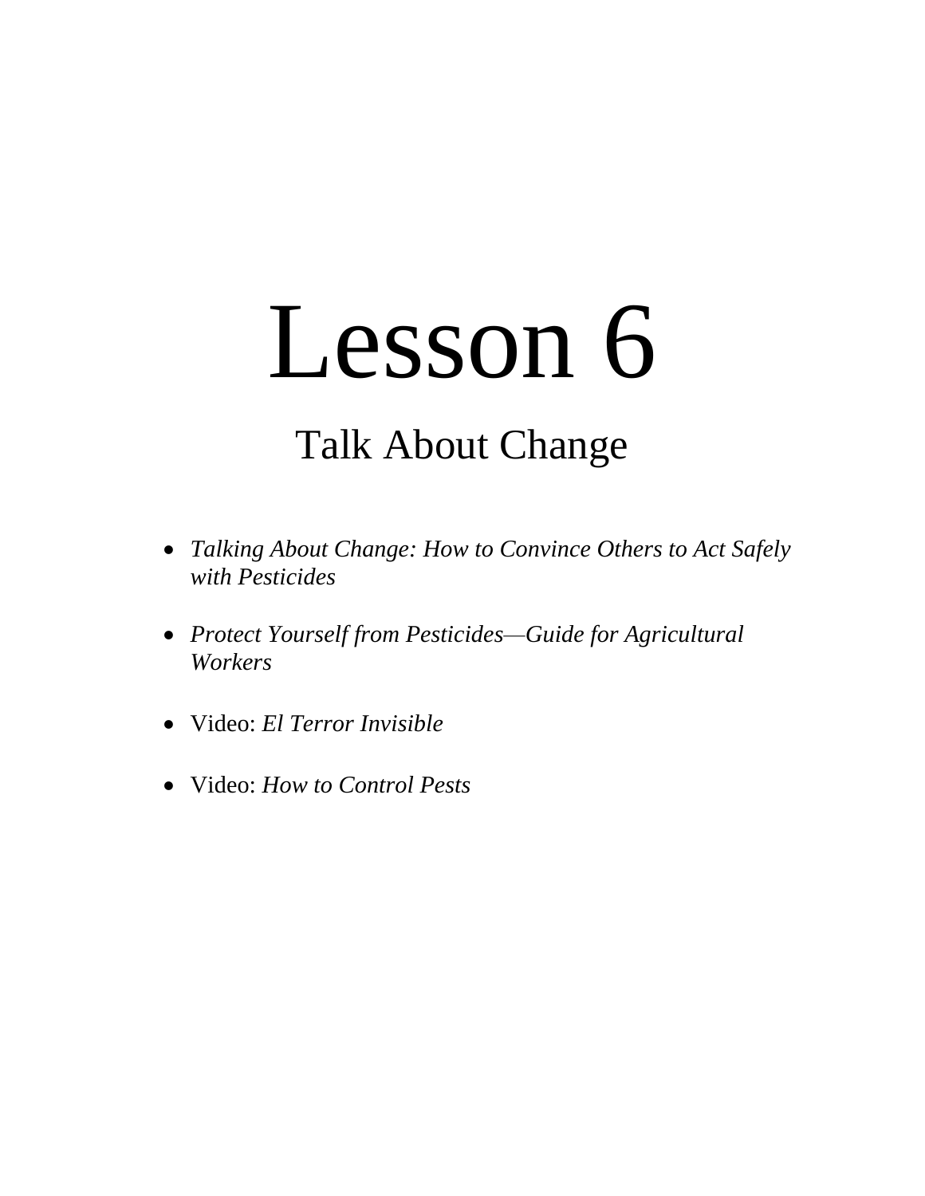# Lesson 6

## Talk About Change

- *Talking About Change: How to Convince Others to Act Safely with Pesticides*
- *Protect Yourself from Pesticides—Guide for Agricultural Workers*
- Video: *El Terror Invisible*
- Video: *How to Control Pests*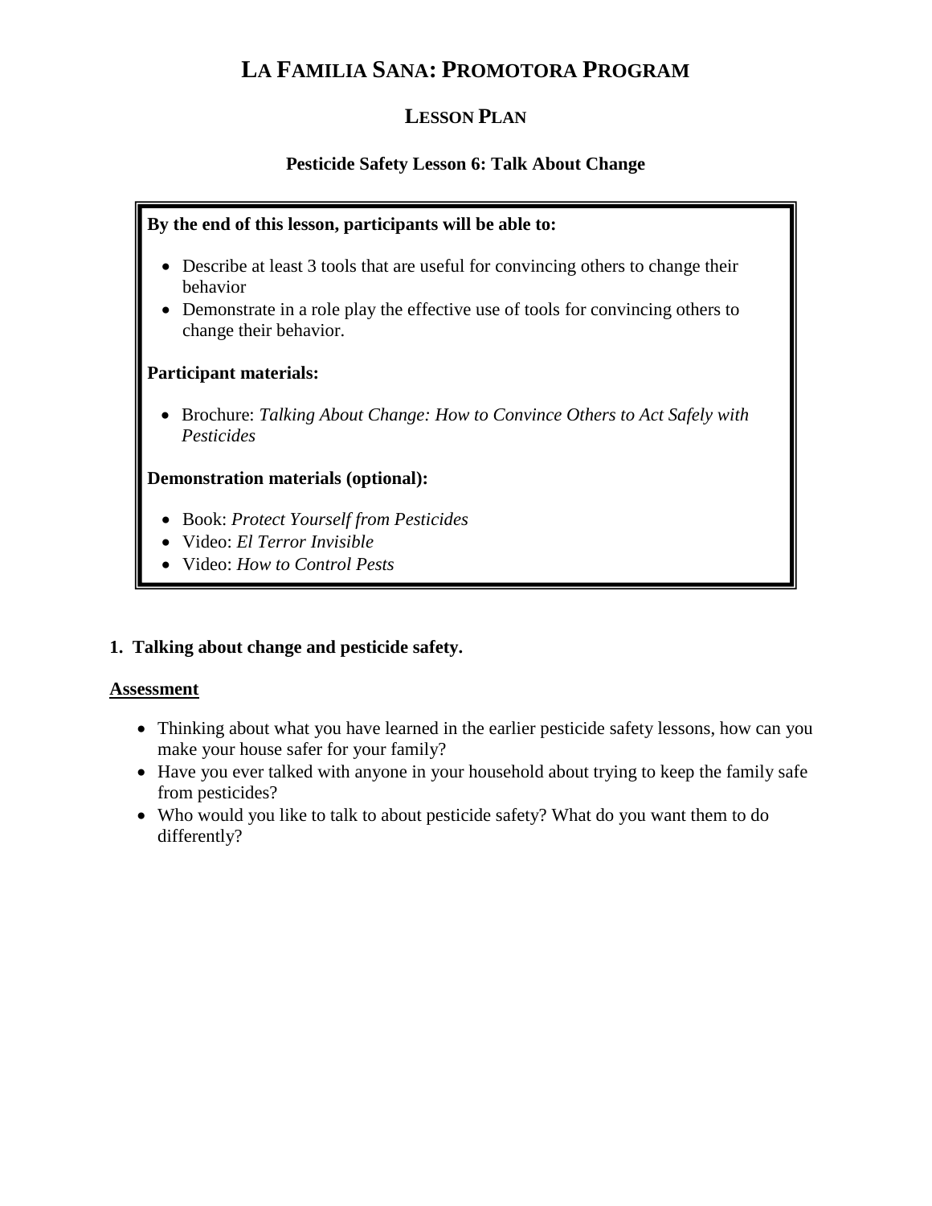# LA FAMILIA SANA: PROMOTORA PROGRAM

## LESSON PLAN

### Pesticide Safety Lesson 6: Talk About Change

**By the end of this lesson, participants will be able to:**

- Describe at least 3 tools that are useful for convincing others to change their behavior
- Demonstrate in a role play the effective use of tools for convincing others to change their behavior.

**Participant materials:**

- Brochure: *Talking About Change: How to Convince Others to Act Safely with Pesticides*

**Demonstration materials (optional):**

- Book: *Protect Yourself from Pesticides*
- Video: *El Terror Invisible*
- Video: *How to Control Pests*

**1. Talking about change and pesticide safety.**

**Assessment**

- Thinking about what you have learned in the earlier pesticide safety lessons, how can you make your house safer for your family?
- Have you ever talked with anyone in your household about trying to keep the family safe from pesticides?
- Who would you like to talk to about pesticide safety? What do you want them to do differently?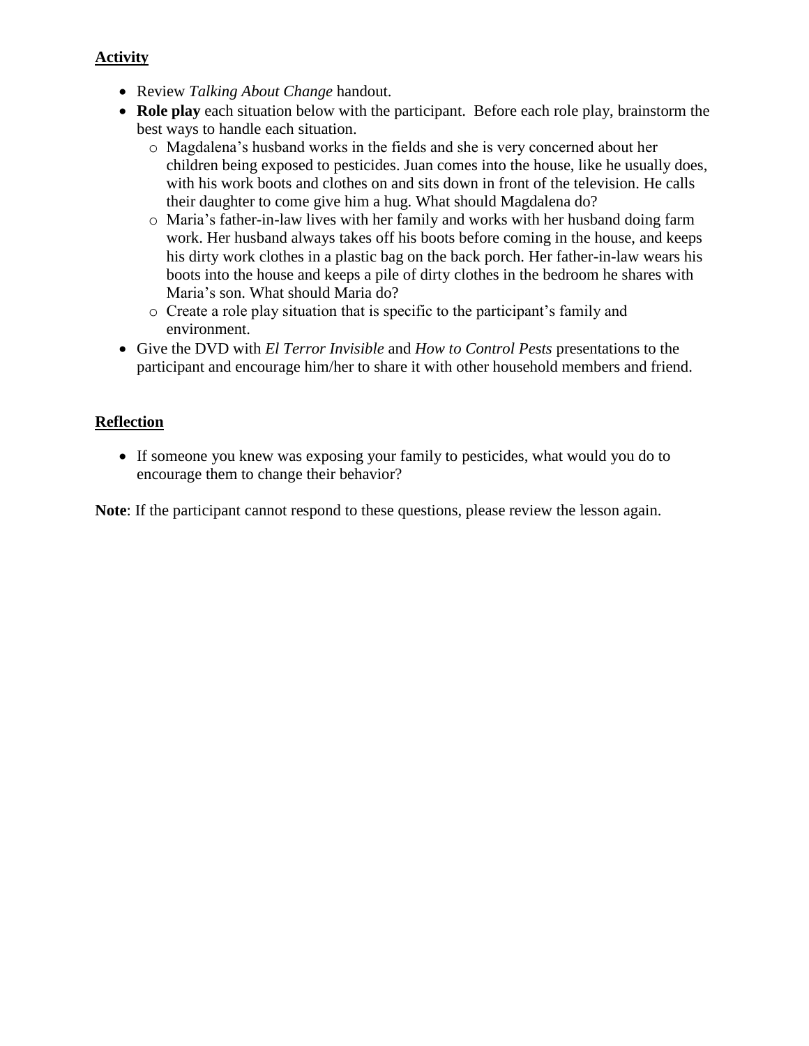## Activity

- Review *Talking About Change* handout.
- **Role play** each situation below with the participant. Before each role play, brainstorm the best ways to handle each situation.
  - Magdalena's husband works in the fields and she is very concerned about her children being exposed to pesticides. Juan comes into the house, like he usually does, with his work boots and clothes on and sits down in front of the television. He calls their daughter to come give him a hug. What should Magdalena do?
  - Maria's father-in-law lives with her family and works with her husband doing farm work. Her husband always takes off his boots before coming in the house, and keeps his dirty work clothes in a plastic bag on the back porch. Her father-in-law wears his boots into the house and keeps a pile of dirty clothes in the bedroom he shares with Maria's son. What should Maria do?
  - Create a role play situation that is specific to the participant's family and environment.
- Give the DVD with *El Terror Invisible* and *How to Control Pests* presentations to the participant and encourage him/her to share it with other household members and friend.

## Reflection

- If someone you knew was exposing your family to pesticides, what would you do to encourage them to change their behavior?

**Note**: If the participant cannot respond to these questions, please review the lesson again.